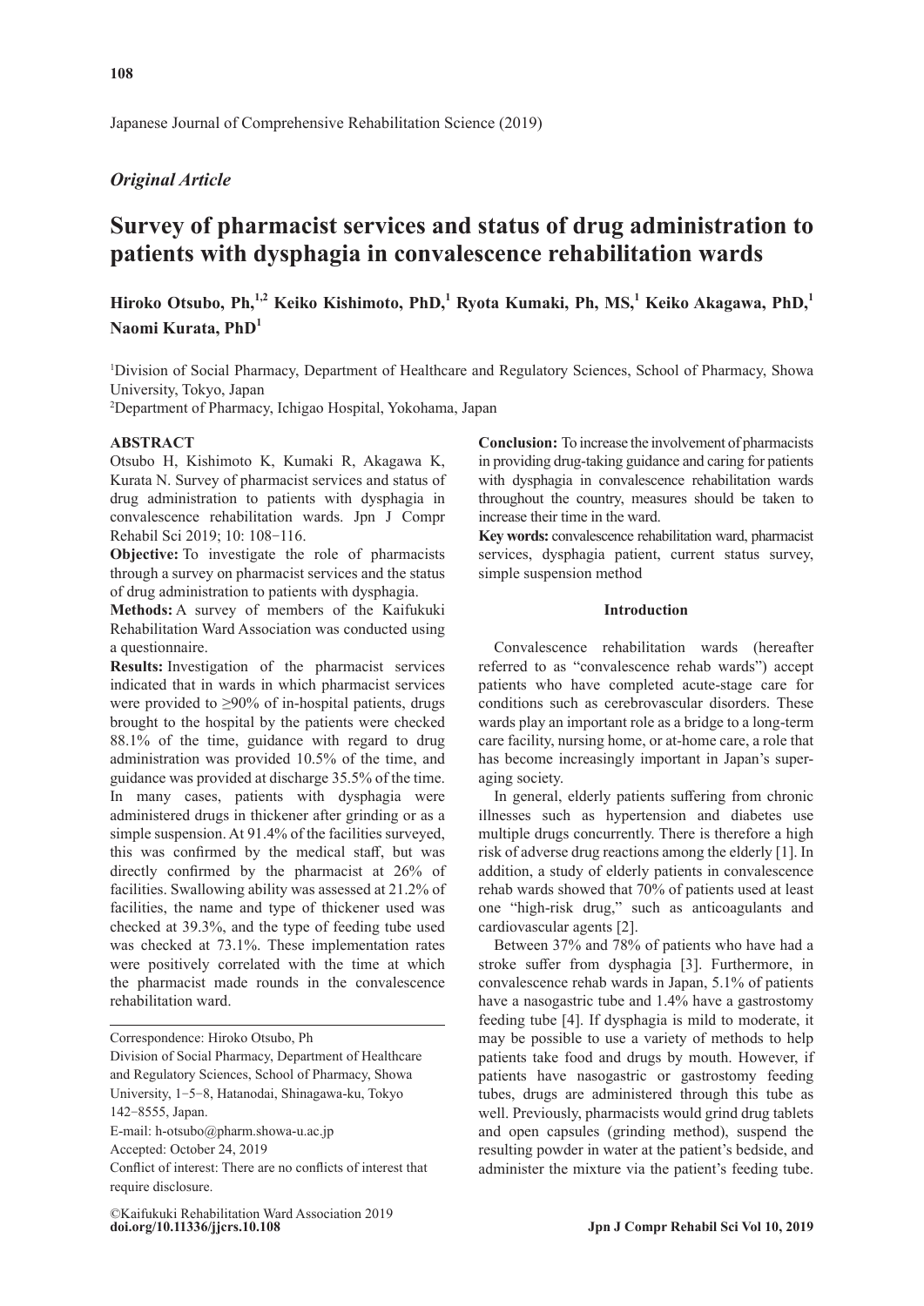*Original Article*

# Survey of pharmacist services and status of drug administration to patients with dysphagia in convalescence rehabilitation wards

**Hiroko Otsubo, Ph,[1,2] Keiko Kishimoto, PhD,[1] Ryota Kumaki, Ph, MS,[1] Keiko Akagawa, PhD,[1] Naomi Kurata, PhD[1]**

[1]Division of Social Pharmacy, Department of Healthcare and Regulatory Sciences, School of Pharmacy, Showa University, Tokyo, Japan

[2]Department of Pharmacy, Ichigao Hospital, Yokohama, Japan

## ABSTRACT

Otsubo H, Kishimoto K, Kumaki R, Akagawa K, Kurata N. Survey of pharmacist services and status of drug administration to patients with dysphagia in convalescence rehabilitation wards. Jpn J Compr Rehabil Sci 2019; 10: 108−116.

**Objective:** To investigate the role of pharmacists through a survey on pharmacist services and the status of drug administration to patients with dysphagia.

**Methods:** A survey of members of the Kaifukuki Rehabilitation Ward Association was conducted using a questionnaire.

**Results:** Investigation of the pharmacist services indicated that in wards in which pharmacist services were provided to ≥90% of in-hospital patients, drugs brought to the hospital by the patients were checked 88.1% of the time, guidance with regard to drug administration was provided 10.5% of the time, and guidance was provided at discharge 35.5% of the time. In many cases, patients with dysphagia were administered drugs in thickener after grinding or as a simple suspension. At 91.4% of the facilities surveyed, this was confirmed by the medical staff, but was directly confirmed by the pharmacist at 26% of facilities. Swallowing ability was assessed at 21.2% of facilities, the name and type of thickener used was checked at 39.3%, and the type of feeding tube used was checked at 73.1%. These implementation rates were positively correlated with the time at which the pharmacist made rounds in the convalescence rehabilitation ward.

**Conclusion:** To increase the involvement of pharmacists in providing drug-taking guidance and caring for patients with dysphagia in convalescence rehabilitation wards throughout the country, measures should be taken to increase their time in the ward.

**Key words:** convalescence rehabilitation ward, pharmacist services, dysphagia patient, current status survey, simple suspension method

Correspondence: Hiroko Otsubo, Ph
Division of Social Pharmacy, Department of Healthcare and Regulatory Sciences, School of Pharmacy, Showa University, 1−5−8, Hatanodai, Shinagawa-ku, Tokyo 142−8555, Japan.
E-mail: h-otsubo@pharm.showa-u.ac.jp
Accepted: October 24, 2019
Conflict of interest: There are no conflicts of interest that require disclosure.

©Kaifukuki Rehabilitation Ward Association 2019
**doi.org/10.11336/jjcrs.10.108**

## Introduction

Convalescence rehabilitation wards (hereafter referred to as "convalescence rehab wards") accept patients who have completed acute-stage care for conditions such as cerebrovascular disorders. These wards play an important role as a bridge to a long-term care facility, nursing home, or at-home care, a role that has become increasingly important in Japan's super-aging society.

In general, elderly patients suffering from chronic illnesses such as hypertension and diabetes use multiple drugs concurrently. There is therefore a high risk of adverse drug reactions among the elderly [1]. In addition, a study of elderly patients in convalescence rehab wards showed that 70% of patients used at least one "high-risk drug," such as anticoagulants and cardiovascular agents [2].

Between 37% and 78% of patients who have had a stroke suffer from dysphagia [3]. Furthermore, in convalescence rehab wards in Japan, 5.1% of patients have a nasogastric tube and 1.4% have a gastrostomy feeding tube [4]. If dysphagia is mild to moderate, it may be possible to use a variety of methods to help patients take food and drugs by mouth. However, if patients have nasogastric or gastrostomy feeding tubes, drugs are administered through this tube as well. Previously, pharmacists would grind drug tablets and open capsules (grinding method), suspend the resulting powder in water at the patient's bedside, and administer the mixture via the patient's feeding tube.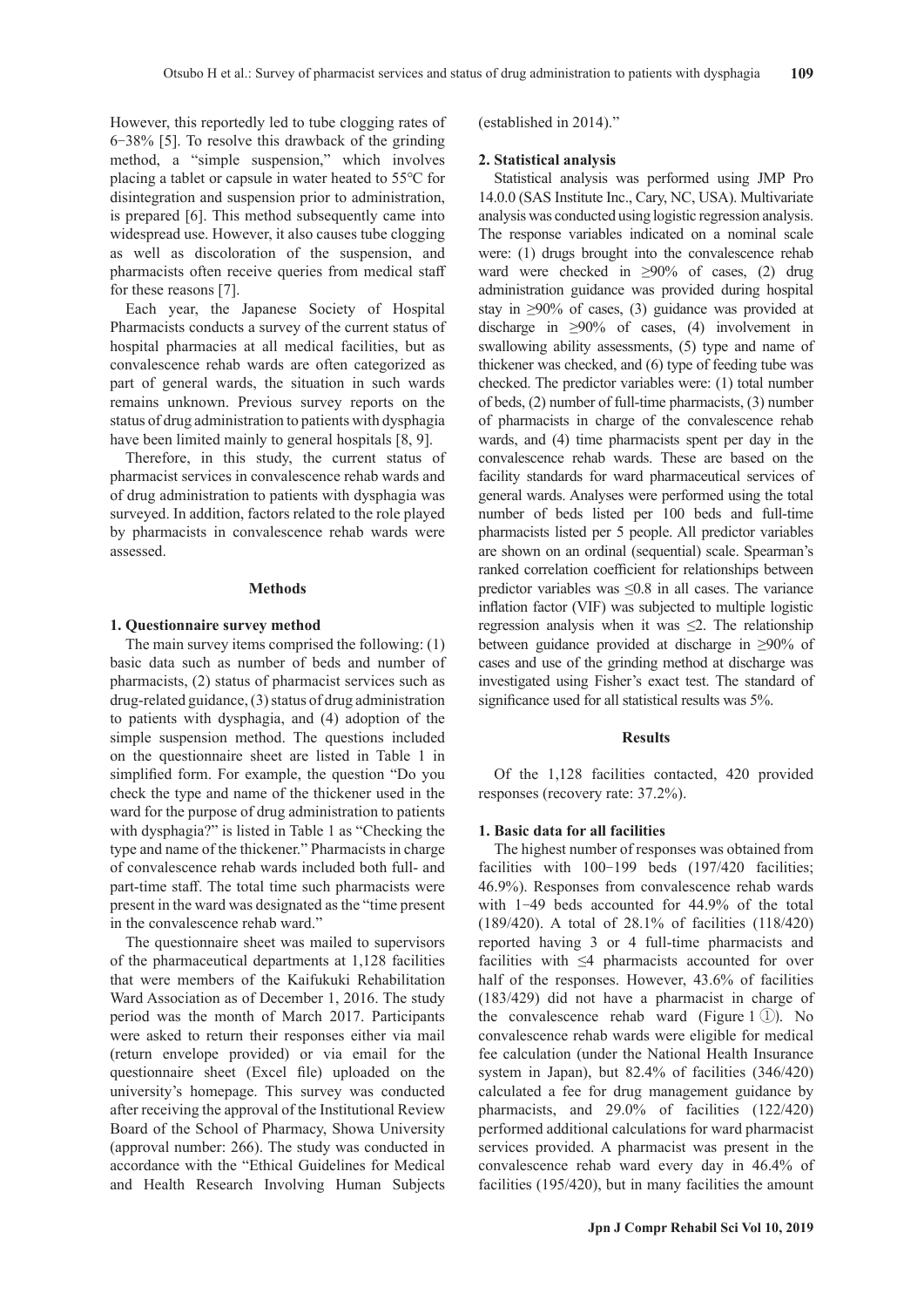However, this reportedly led to tube clogging rates of 6−38% [5]. To resolve this drawback of the grinding method, a "simple suspension," which involves placing a tablet or capsule in water heated to 55℃ for disintegration and suspension prior to administration, is prepared [6]. This method subsequently came into widespread use. However, it also causes tube clogging as well as discoloration of the suspension, and pharmacists often receive queries from medical staff for these reasons [7].

Each year, the Japanese Society of Hospital Pharmacists conducts a survey of the current status of hospital pharmacies at all medical facilities, but as convalescence rehab wards are often categorized as part of general wards, the situation in such wards remains unknown. Previous survey reports on the status of drug administration to patients with dysphagia have been limited mainly to general hospitals [8, 9].

Therefore, in this study, the current status of pharmacist services in convalescence rehab wards and of drug administration to patients with dysphagia was surveyed. In addition, factors related to the role played by pharmacists in convalescence rehab wards were assessed.

## Methods

### 1. Questionnaire survey method

The main survey items comprised the following: (1) basic data such as number of beds and number of pharmacists, (2) status of pharmacist services such as drug-related guidance, (3) status of drug administration to patients with dysphagia, and (4) adoption of the simple suspension method. The questions included on the questionnaire sheet are listed in Table 1 in simplified form. For example, the question "Do you check the type and name of the thickener used in the ward for the purpose of drug administration to patients with dysphagia?" is listed in Table 1 as "Checking the type and name of the thickener." Pharmacists in charge of convalescence rehab wards included both full- and part-time staff. The total time such pharmacists were present in the ward was designated as the "time present in the convalescence rehab ward."

The questionnaire sheet was mailed to supervisors of the pharmaceutical departments at 1,128 facilities that were members of the Kaifukuki Rehabilitation Ward Association as of December 1, 2016. The study period was the month of March 2017. Participants were asked to return their responses either via mail (return envelope provided) or via email for the questionnaire sheet (Excel file) uploaded on the university's homepage. This survey was conducted after receiving the approval of the Institutional Review Board of the School of Pharmacy, Showa University (approval number: 266). The study was conducted in accordance with the "Ethical Guidelines for Medical and Health Research Involving Human Subjects (established in 2014)."

### 2. Statistical analysis

Statistical analysis was performed using JMP Pro 14.0.0 (SAS Institute Inc., Cary, NC, USA). Multivariate analysis was conducted using logistic regression analysis. The response variables indicated on a nominal scale were: (1) drugs brought into the convalescence rehab ward were checked in ≥90% of cases, (2) drug administration guidance was provided during hospital stay in ≥90% of cases, (3) guidance was provided at discharge in ≥90% of cases, (4) involvement in swallowing ability assessments, (5) type and name of thickener was checked, and (6) type of feeding tube was checked. The predictor variables were: (1) total number of beds, (2) number of full-time pharmacists, (3) number of pharmacists in charge of the convalescence rehab wards, and (4) time pharmacists spent per day in the convalescence rehab wards. These are based on the facility standards for ward pharmaceutical services of general wards. Analyses were performed using the total number of beds listed per 100 beds and full-time pharmacists listed per 5 people. All predictor variables are shown on an ordinal (sequential) scale. Spearman's ranked correlation coefficient for relationships between predictor variables was ≤0.8 in all cases. The variance inflation factor (VIF) was subjected to multiple logistic regression analysis when it was ≤2. The relationship between guidance provided at discharge in ≥90% of cases and use of the grinding method at discharge was investigated using Fisher's exact test. The standard of significance used for all statistical results was 5%.

## Results

Of the 1,128 facilities contacted, 420 provided responses (recovery rate: 37.2%).

### 1. Basic data for all facilities

The highest number of responses was obtained from facilities with 100−199 beds (197/420 facilities; 46.9%). Responses from convalescence rehab wards with 1−49 beds accounted for 44.9% of the total (189/420). A total of 28.1% of facilities (118/420) reported having 3 or 4 full-time pharmacists and facilities with ≤4 pharmacists accounted for over half of the responses. However, 43.6% of facilities (183/429) did not have a pharmacist in charge of the convalescence rehab ward (Figure 1 ①). No convalescence rehab wards were eligible for medical fee calculation (under the National Health Insurance system in Japan), but 82.4% of facilities (346/420) calculated a fee for drug management guidance by pharmacists, and 29.0% of facilities (122/420) performed additional calculations for ward pharmacist services provided. A pharmacist was present in the convalescence rehab ward every day in 46.4% of facilities (195/420), but in many facilities the amount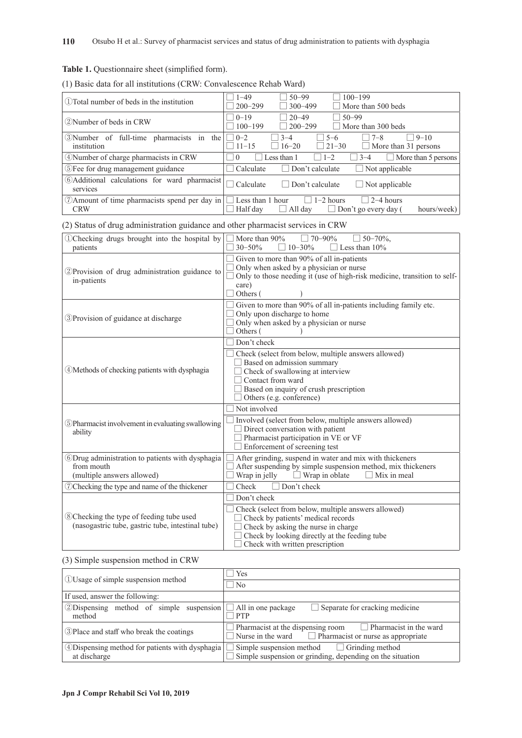**Table 1.** Questionnaire sheet (simplified form).

(1) Basic data for all institutions (CRW: Convalescence Rehab Ward)

| | |
|---|---|
| ①Total number of beds in the institution | □ 1–49 □ 50–99 □ 100–199 □ 200–299 □ 300–499 □ More than 500 beds |
| ②Number of beds in CRW | □ 0–19 □ 20–49 □ 50–99 □ 100–199 □ 200–299 □ More than 300 beds |
| ③Number of full-time pharmacists in the institution | □ 0–2 □ 3–4 □ 5–6 □ 7–8 □ 9–10 □ 11–15 □ 16–20 □ 21–30 □ More than 31 persons |
| ④Number of charge pharmacists in CRW | □ 0 □ Less than 1 □ 1–2 □ 3–4 □ More than 5 persons |
| ⑤Fee for drug management guidance | □ Calculate □ Don't calculate □ Not applicable |
| ⑥Additional calculations for ward pharmacist services | □ Calculate □ Don't calculate □ Not applicable |
| ⑦Amount of time pharmacists spend per day in CRW | □ Less than 1 hour □ 1–2 hours □ 2–4 hours □ Half day □ All day □ Don't go every day ( hours/week) |

(2) Status of drug administration guidance and other pharmacist services in CRW

| | |
|---|---|
| ①Checking drugs brought into the hospital by patients | □ More than 90% □ 70–90% □ 50–70%, □ 30–50% □ 10–30% □ Less than 10% |
| ②Provision of drug administration guidance to in-patients | □ Given to more than 90% of all in-patients<br>□ Only when asked by a physician or nurse<br>□ Only to those needing it (use of high-risk medicine, transition to self-care)<br>□ Others ( ) |
| ③Provision of guidance at discharge | □ Given to more than 90% of all in-patients including family etc.<br>□ Only upon discharge to home<br>□ Only when asked by a physician or nurse<br>□ Others ( ) |
| ④Methods of checking patients with dysphagia | □ Don't check<br>□ Check (select from below, multiple answers allowed)<br>□ Based on admission summary<br>□ Check of swallowing at interview<br>□ Contact from ward<br>□ Based on inquiry of crush prescription<br>□ Others (e.g. conference) |
| ⑤Pharmacist involvement in evaluating swallowing ability | □ Not involved<br>□ Involved (select from below, multiple answers allowed)<br>□ Direct conversation with patient<br>□ Pharmacist participation in VE or VF<br>□ Enforcement of screening test |
| ⑥Drug administration to patients with dysphagia from mouth (multiple answers allowed) | □ After grinding, suspend in water and mix with thickeners<br>□ After suspending by simple suspension method, mix thickeners<br>□ Wrap in jelly □ Wrap in oblate □ Mix in meal |
| ⑦Checking the type and name of the thickener | □ Check □ Don't check |
| ⑧Checking the type of feeding tube used (nasogastric tube, gastric tube, intestinal tube) | □ Don't check<br>□ Check (select from below, multiple answers allowed)<br>□ Check by patients' medical records<br>□ Check by asking the nurse in charge<br>□ Check by looking directly at the feeding tube<br>□ Check with written prescription |

(3) Simple suspension method in CRW

| | |
|---|---|
| ①Usage of simple suspension method | □ Yes<br>□ No |
| If used, answer the following: | |
| ②Dispensing method of simple suspension method | □ All in one package □ Separate for cracking medicine □ PTP |
| ③Place and staff who break the coatings | □ Pharmacist at the dispensing room □ Pharmacist in the ward □ Nurse in the ward □ Pharmacist or nurse as appropriate |
| ④Dispensing method for patients with dysphagia at discharge | □ Simple suspension method □ Grinding method<br>□ Simple suspension or grinding, depending on the situation |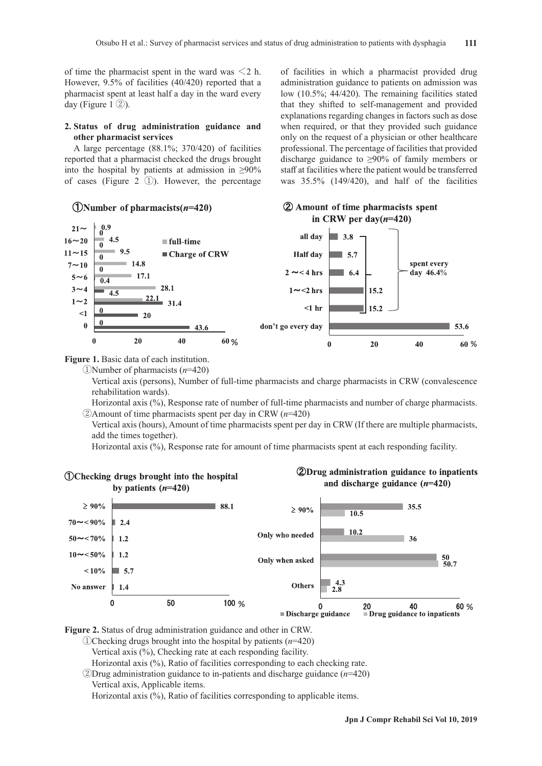of time the pharmacist spent in the ward was <2 h. However, 9.5% of facilities (40/420) reported that a pharmacist spent at least half a day in the ward every day (Figure 1 ②).

### 2. Status of drug administration guidance and other pharmacist services

A large percentage (88.1%; 370/420) of facilities reported that a pharmacist checked the drugs brought into the hospital by patients at admission in ≥90% of cases (Figure 2 ①). However, the percentage of facilities in which a pharmacist provided drug administration guidance to patients on admission was low (10.5%; 44/420). The remaining facilities stated that they shifted to self-management and provided explanations regarding changes in factors such as dose when required, or that they provided such guidance only on the request of a physician or other healthcare professional. The percentage of facilities that provided discharge guidance to ≥90% of family members or staff at facilities where the patient would be transferred was 35.5% (149/420), and half of the facilities

**Figure 1.** Basic data of each institution.

①Number of pharmacists ($n$=420)

Vertical axis (persons), Number of full-time pharmacists and charge pharmacists in CRW (convalescence rehabilitation wards).

Horizontal axis (%), Response rate of number of full-time pharmacists and number of charge pharmacists.

②Amount of time pharmacists spent per day in CRW ($n$=420)

Vertical axis (hours), Amount of time pharmacists spent per day in CRW (If there are multiple pharmacists, add the times together).

Horizontal axis (%), Response rate for amount of time pharmacists spent at each responding facility.

**Figure 2.** Status of drug administration guidance and other in CRW.

①Checking drugs brought into the hospital by patients ($n$=420)

Vertical axis (%), Checking rate at each responding facility.

Horizontal axis (%), Ratio of facilities corresponding to each checking rate.

②Drug administration guidance to in-patients and discharge guidance ($n$=420)

Vertical axis, Applicable items.

Horizontal axis (%), Ratio of facilities corresponding to applicable items.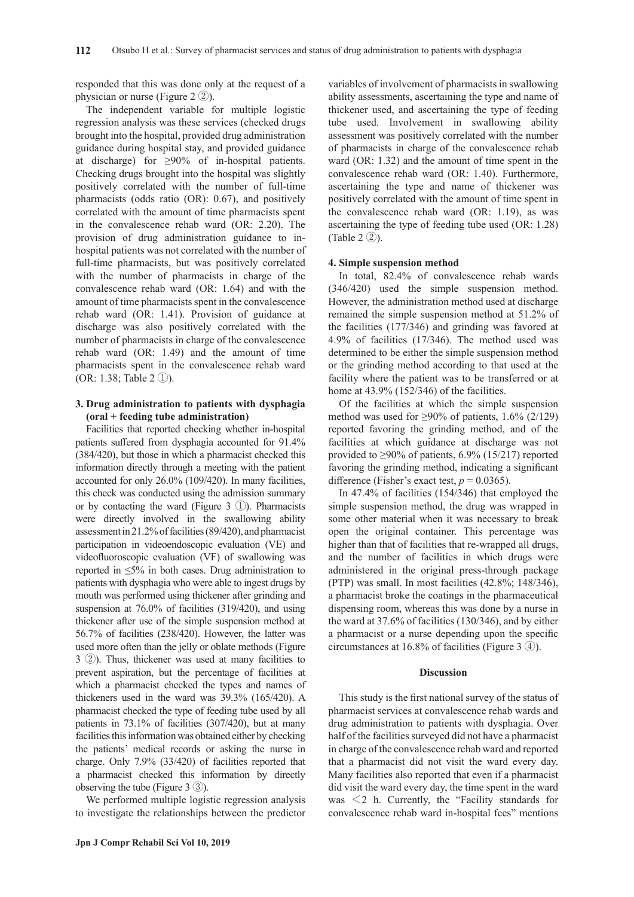responded that this was done only at the request of a physician or nurse (Figure 2 ②).

The independent variable for multiple logistic regression analysis was these services (checked drugs brought into the hospital, provided drug administration guidance during hospital stay, and provided guidance at discharge) for ≥90% of in-hospital patients. Checking drugs brought into the hospital was slightly positively correlated with the number of full-time pharmacists (odds ratio (OR): 0.67), and positively correlated with the amount of time pharmacists spent in the convalescence rehab ward (OR: 2.20). The provision of drug administration guidance to in-hospital patients was not correlated with the number of full-time pharmacists, but was positively correlated with the number of pharmacists in charge of the convalescence rehab ward (OR: 1.64) and with the amount of time pharmacists spent in the convalescence rehab ward (OR: 1.41). Provision of guidance at discharge was also positively correlated with the number of pharmacists in charge of the convalescence rehab ward (OR: 1.49) and the amount of time pharmacists spent in the convalescence rehab ward (OR: 1.38; Table 2 ①).

### 3. Drug administration to patients with dysphagia (oral + feeding tube administration)

Facilities that reported checking whether in-hospital patients suffered from dysphagia accounted for 91.4% (384/420), but those in which a pharmacist checked this information directly through a meeting with the patient accounted for only 26.0% (109/420). In many facilities, this check was conducted using the admission summary or by contacting the ward (Figure 3 ①). Pharmacists were directly involved in the swallowing ability assessment in 21.2% of facilities (89/420), and pharmacist participation in videoendoscopic evaluation (VE) and videofluoroscopic evaluation (VF) of swallowing was reported in ≤5% in both cases. Drug administration to patients with dysphagia who were able to ingest drugs by mouth was performed using thickener after grinding and suspension at 76.0% of facilities (319/420), and using thickener after use of the simple suspension method at 56.7% of facilities (238/420). However, the latter was used more often than the jelly or oblate methods (Figure 3 ②). Thus, thickener was used at many facilities to prevent aspiration, but the percentage of facilities at which a pharmacist checked the types and names of thickeners used in the ward was 39.3% (165/420). A pharmacist checked the type of feeding tube used by all patients in 73.1% of facilities (307/420), but at many facilities this information was obtained either by checking the patients' medical records or asking the nurse in charge. Only 7.9% (33/420) of facilities reported that a pharmacist checked this information by directly observing the tube (Figure 3 ③).

We performed multiple logistic regression analysis to investigate the relationships between the predictor variables of involvement of pharmacists in swallowing ability assessments, ascertaining the type and name of thickener used, and ascertaining the type of feeding tube used. Involvement in swallowing ability assessment was positively correlated with the number of pharmacists in charge of the convalescence rehab ward (OR: 1.32) and the amount of time spent in the convalescence rehab ward (OR: 1.40). Furthermore, ascertaining the type and name of thickener was positively correlated with the amount of time spent in the convalescence rehab ward (OR: 1.19), as was ascertaining the type of feeding tube used (OR: 1.28) (Table 2 ②).

### 4. Simple suspension method

In total, 82.4% of convalescence rehab wards (346/420) used the simple suspension method. However, the administration method used at discharge remained the simple suspension method at 51.2% of the facilities (177/346) and grinding was favored at 4.9% of facilities (17/346). The method used was determined to be either the simple suspension method or the grinding method according to that used at the facility where the patient was to be transferred or at home at 43.9% (152/346) of the facilities.

Of the facilities at which the simple suspension method was used for ≥90% of patients, 1.6% (2/129) reported favoring the grinding method, and of the facilities at which guidance at discharge was not provided to ≥90% of patients, 6.9% (15/217) reported favoring the grinding method, indicating a significant difference (Fisher's exact test, $p = 0.0365$).

In 47.4% of facilities (154/346) that employed the simple suspension method, the drug was wrapped in some other material when it was necessary to break open the original container. This percentage was higher than that of facilities that re-wrapped all drugs, and the number of facilities in which drugs were administered in the original press-through package (PTP) was small. In most facilities (42.8%; 148/346), a pharmacist broke the coatings in the pharmaceutical dispensing room, whereas this was done by a nurse in the ward at 37.6% of facilities (130/346), and by either a pharmacist or a nurse depending upon the specific circumstances at 16.8% of facilities (Figure 3 ④).

## Discussion

This study is the first national survey of the status of pharmacist services at convalescence rehab wards and drug administration to patients with dysphagia. Over half of the facilities surveyed did not have a pharmacist in charge of the convalescence rehab ward and reported that a pharmacist did not visit the ward every day. Many facilities also reported that even if a pharmacist did visit the ward every day, the time spent in the ward was <2 h. Currently, the "Facility standards for convalescence rehab ward in-hospital fees" mentions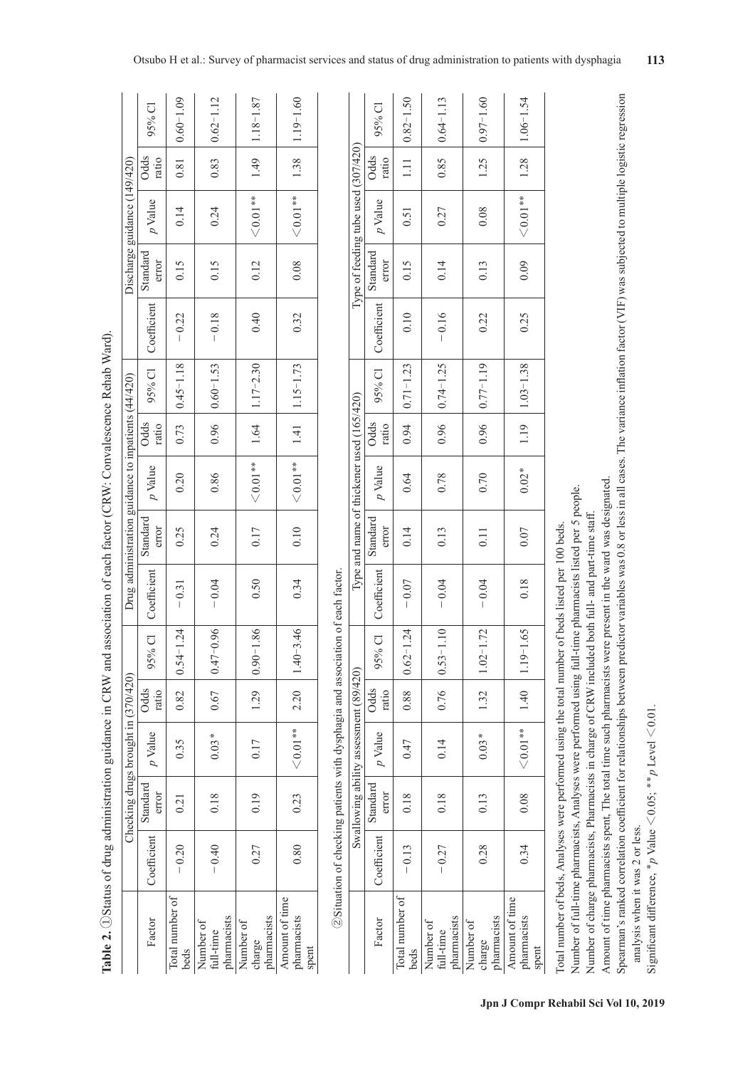**Table 2.** ①Status of drug administration guidance in CRW and association of each factor (CRW: Convalescence Rehab Ward).

| Factor | Checking drugs brought in (370/420) | | | | | Drug administration guidance to inpatients (44/420) | | | | | Discharge guidance (149/420) | | | | |
|---|---|---|---|---|---|---|---|---|---|---|---|---|---|---|---|
| | Coefficient | Standard error | p Value | Odds ratio | 95% CI | Coefficient | Standard error | p Value | Odds ratio | 95% CI | Coefficient | Standard error | p Value | Odds ratio | 95% CI |
| Total number of beds | −0.20 | 0.21 | 0.35 | 0.82 | 0.54–1.24 | −0.31 | 0.25 | 0.20 | 0.73 | 0.45–1.18 | −0.22 | 0.15 | 0.14 | 0.81 | 0.60–1.09 |
| Number of full-time pharmacists | −0.40 | 0.18 | 0.03* | 0.67 | 0.47–0.96 | −0.04 | 0.24 | 0.86 | 0.96 | 0.60–1.53 | −0.18 | 0.15 | 0.24 | 0.83 | 0.62–1.12 |
| Number of charge pharmacists | 0.27 | 0.19 | 0.17 | 1.29 | 0.90–1.86 | 0.50 | 0.17 | <0.01** | 1.64 | 1.17–2.30 | 0.40 | 0.12 | <0.01** | 1.49 | 1.18–1.87 |
| Amount of time pharmacists spent | 0.80 | 0.23 | <0.01** | 2.20 | 1.40–3.46 | 0.34 | 0.10 | <0.01** | 1.41 | 1.15–1.73 | 0.32 | 0.08 | <0.01** | 1.38 | 1.19–1.60 |

②Situation of checking patients with dysphagia and association of each factor.

| Factor | Swallowing ability assessment (89/420) | | | | | Type and name of thickener used (165/420) | | | | | Type of feeding tube used (307/420) | | | | |
|---|---|---|---|---|---|---|---|---|---|---|---|---|---|---|---|
| | Coefficient | Standard error | p Value | Odds ratio | 95% CI | Coefficient | Standard error | p Value | Odds ratio | 95% CI | Coefficient | Standard error | p Value | Odds ratio | 95% CI |
| Total number of beds | −0.13 | 0.18 | 0.47 | 0.88 | 0.62–1.24 | −0.07 | 0.14 | 0.64 | 0.94 | 0.71–1.23 | 0.10 | 0.15 | 0.51 | 1.11 | 0.82–1.50 |
| Number of full-time pharmacists | −0.27 | 0.18 | 0.14 | 0.76 | 0.53–1.10 | −0.04 | 0.13 | 0.78 | 0.96 | 0.74–1.25 | −0.16 | 0.14 | 0.27 | 0.85 | 0.64–1.13 |
| Number of charge pharmacists | 0.28 | 0.13 | 0.03* | 1.32 | 1.02–1.72 | −0.04 | 0.11 | 0.70 | 0.96 | 0.77–1.19 | 0.22 | 0.13 | 0.08 | 1.25 | 0.97–1.60 |
| Amount of time pharmacists spent | 0.34 | 0.08 | <0.01** | 1.40 | 1.19–1.65 | 0.18 | 0.07 | 0.02* | 1.19 | 1.03–1.38 | 0.25 | 0.09 | <0.01** | 1.28 | 1.06–1.54 |

Total number of beds, Analyses were performed using the total number of beds listed per 100 beds.
Number of full-time pharmacists, Analyses were performed using full-time pharmacists listed per 5 people.
Number of charge pharmacists, Pharmacists in charge of CRW included both full- and part-time staff.
Amount of time pharmacists spent, The total time such pharmacists were present in the ward was designated.
Spearman's ranked correlation coefficient for relationships between predictor variables was 0.8 or less in all cases. The variance inflation factor (VIF) was subjected to multiple logistic regression analysis when it was 2 or less.
Significant difference, *$p$ Value $<0.05$; **$p$ Level $<0.01$.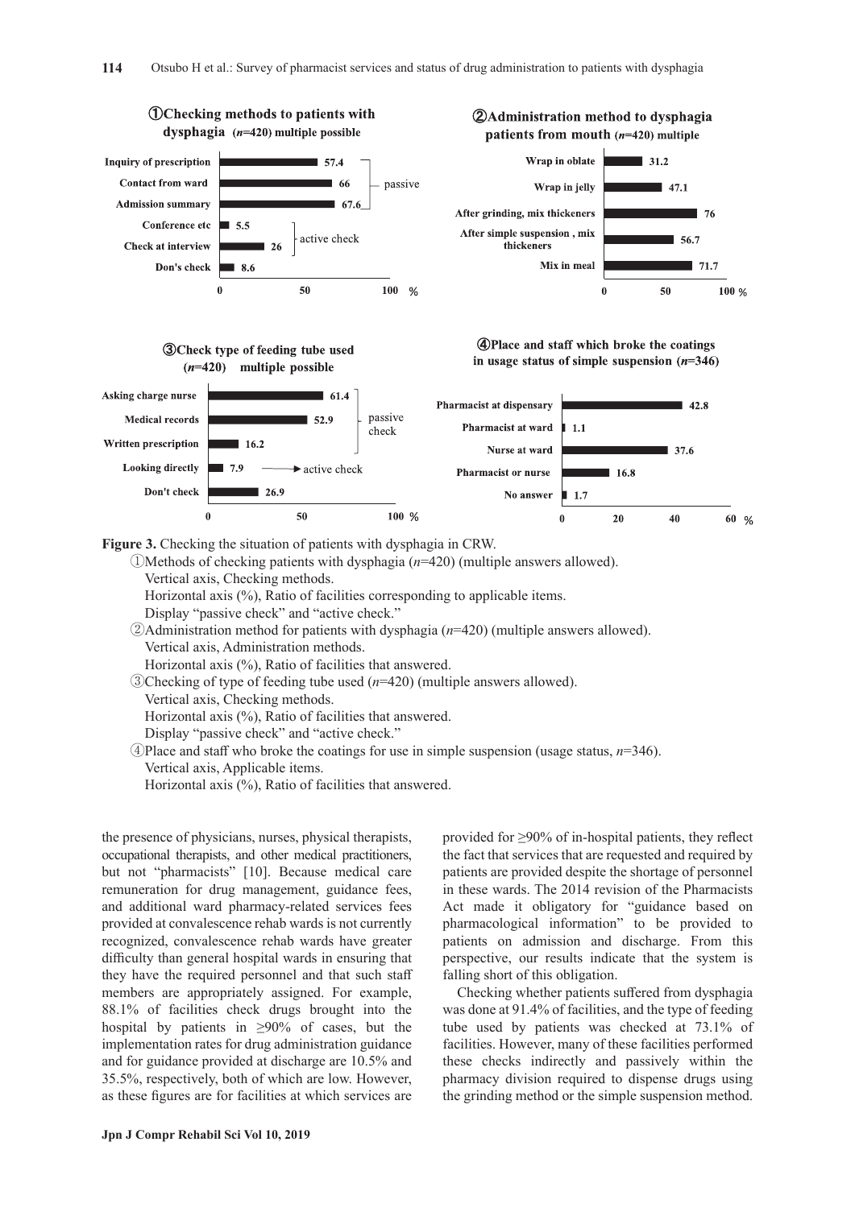**Figure 3.** Checking the situation of patients with dysphagia in CRW.

①Methods of checking patients with dysphagia ($n$=420) (multiple answers allowed).
Vertical axis, Checking methods.
Horizontal axis (%), Ratio of facilities corresponding to applicable items.
Display "passive check" and "active check."

②Administration method for patients with dysphagia ($n$=420) (multiple answers allowed).
Vertical axis, Administration methods.
Horizontal axis (%), Ratio of facilities that answered.

③Checking of type of feeding tube used ($n$=420) (multiple answers allowed).
Vertical axis, Checking methods.
Horizontal axis (%), Ratio of facilities that answered.
Display "passive check" and "active check."

④Place and staff who broke the coatings for use in simple suspension (usage status, $n$=346).
Vertical axis, Applicable items.
Horizontal axis (%), Ratio of facilities that answered.

the presence of physicians, nurses, physical therapists, occupational therapists, and other medical practitioners, but not "pharmacists" [10]. Because medical care remuneration for drug management, guidance fees, and additional ward pharmacy-related services fees provided at convalescence rehab wards is not currently recognized, convalescence rehab wards have greater difficulty than general hospital wards in ensuring that they have the required personnel and that such staff members are appropriately assigned. For example, 88.1% of facilities check drugs brought into the hospital by patients in ≥90% of cases, but the implementation rates for drug administration guidance and for guidance provided at discharge are 10.5% and 35.5%, respectively, both of which are low. However, as these figures are for facilities at which services are provided for ≥90% of in-hospital patients, they reflect the fact that services that are requested and required by patients are provided despite the shortage of personnel in these wards. The 2014 revision of the Pharmacists Act made it obligatory for "guidance based on pharmacological information" to be provided to patients on admission and discharge. From this perspective, our results indicate that the system is falling short of this obligation.

Checking whether patients suffered from dysphagia was done at 91.4% of facilities, and the type of feeding tube used by patients was checked at 73.1% of facilities. However, many of these facilities performed these checks indirectly and passively within the pharmacy division required to dispense drugs using the grinding method or the simple suspension method.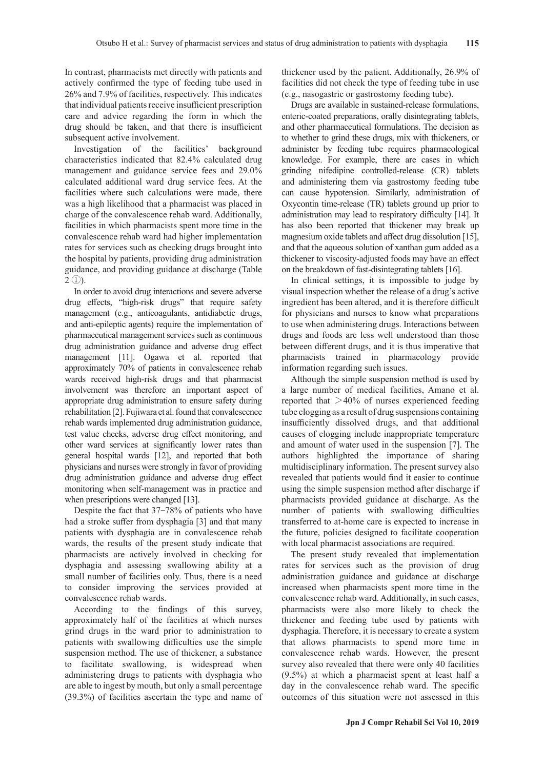In contrast, pharmacists met directly with patients and actively confirmed the type of feeding tube used in 26% and 7.9% of facilities, respectively. This indicates that individual patients receive insufficient prescription care and advice regarding the form in which the drug should be taken, and that there is insufficient subsequent active involvement.

Investigation of the facilities' background characteristics indicated that 82.4% calculated drug management and guidance service fees and 29.0% calculated additional ward drug service fees. At the facilities where such calculations were made, there was a high likelihood that a pharmacist was placed in charge of the convalescence rehab ward. Additionally, facilities in which pharmacists spent more time in the convalescence rehab ward had higher implementation rates for services such as checking drugs brought into the hospital by patients, providing drug administration guidance, and providing guidance at discharge (Table 2 ①).

In order to avoid drug interactions and severe adverse drug effects, "high-risk drugs" that require safety management (e.g., anticoagulants, antidiabetic drugs, and anti-epileptic agents) require the implementation of pharmaceutical management services such as continuous drug administration guidance and adverse drug effect management [11]. Ogawa et al. reported that approximately 70% of patients in convalescence rehab wards received high-risk drugs and that pharmacist involvement was therefore an important aspect of appropriate drug administration to ensure safety during rehabilitation [2]. Fujiwara et al. found that convalescence rehab wards implemented drug administration guidance, test value checks, adverse drug effect monitoring, and other ward services at significantly lower rates than general hospital wards [12], and reported that both physicians and nurses were strongly in favor of providing drug administration guidance and adverse drug effect monitoring when self-management was in practice and when prescriptions were changed [13].

Despite the fact that 37−78% of patients who have had a stroke suffer from dysphagia [3] and that many patients with dysphagia are in convalescence rehab wards, the results of the present study indicate that pharmacists are actively involved in checking for dysphagia and assessing swallowing ability at a small number of facilities only. Thus, there is a need to consider improving the services provided at convalescence rehab wards.

According to the findings of this survey, approximately half of the facilities at which nurses grind drugs in the ward prior to administration to patients with swallowing difficulties use the simple suspension method. The use of thickener, a substance to facilitate swallowing, is widespread when administering drugs to patients with dysphagia who are able to ingest by mouth, but only a small percentage (39.3%) of facilities ascertain the type and name of thickener used by the patient. Additionally, 26.9% of facilities did not check the type of feeding tube in use (e.g., nasogastric or gastrostomy feeding tube).

Drugs are available in sustained-release formulations, enteric-coated preparations, orally disintegrating tablets, and other pharmaceutical formulations. The decision as to whether to grind these drugs, mix with thickeners, or administer by feeding tube requires pharmacological knowledge. For example, there are cases in which grinding nifedipine controlled-release (CR) tablets and administering them via gastrostomy feeding tube can cause hypotension. Similarly, administration of Oxycontin time-release (TR) tablets ground up prior to administration may lead to respiratory difficulty [14]. It has also been reported that thickener may break up magnesium oxide tablets and affect drug dissolution [15], and that the aqueous solution of xanthan gum added as a thickener to viscosity-adjusted foods may have an effect on the breakdown of fast-disintegrating tablets [16].

In clinical settings, it is impossible to judge by visual inspection whether the release of a drug's active ingredient has been altered, and it is therefore difficult for physicians and nurses to know what preparations to use when administering drugs. Interactions between drugs and foods are less well understood than those between different drugs, and it is thus imperative that pharmacists trained in pharmacology provide information regarding such issues.

Although the simple suspension method is used by a large number of medical facilities, Amano et al. reported that >40% of nurses experienced feeding tube clogging as a result of drug suspensions containing insufficiently dissolved drugs, and that additional causes of clogging include inappropriate temperature and amount of water used in the suspension [7]. The authors highlighted the importance of sharing multidisciplinary information. The present survey also revealed that patients would find it easier to continue using the simple suspension method after discharge if pharmacists provided guidance at discharge. As the number of patients with swallowing difficulties transferred to at-home care is expected to increase in the future, policies designed to facilitate cooperation with local pharmacist associations are required.

The present study revealed that implementation rates for services such as the provision of drug administration guidance and guidance at discharge increased when pharmacists spent more time in the convalescence rehab ward. Additionally, in such cases, pharmacists were also more likely to check the thickener and feeding tube used by patients with dysphagia. Therefore, it is necessary to create a system that allows pharmacists to spend more time in convalescence rehab wards. However, the present survey also revealed that there were only 40 facilities (9.5%) at which a pharmacist spent at least half a day in the convalescence rehab ward. The specific outcomes of this situation were not assessed in this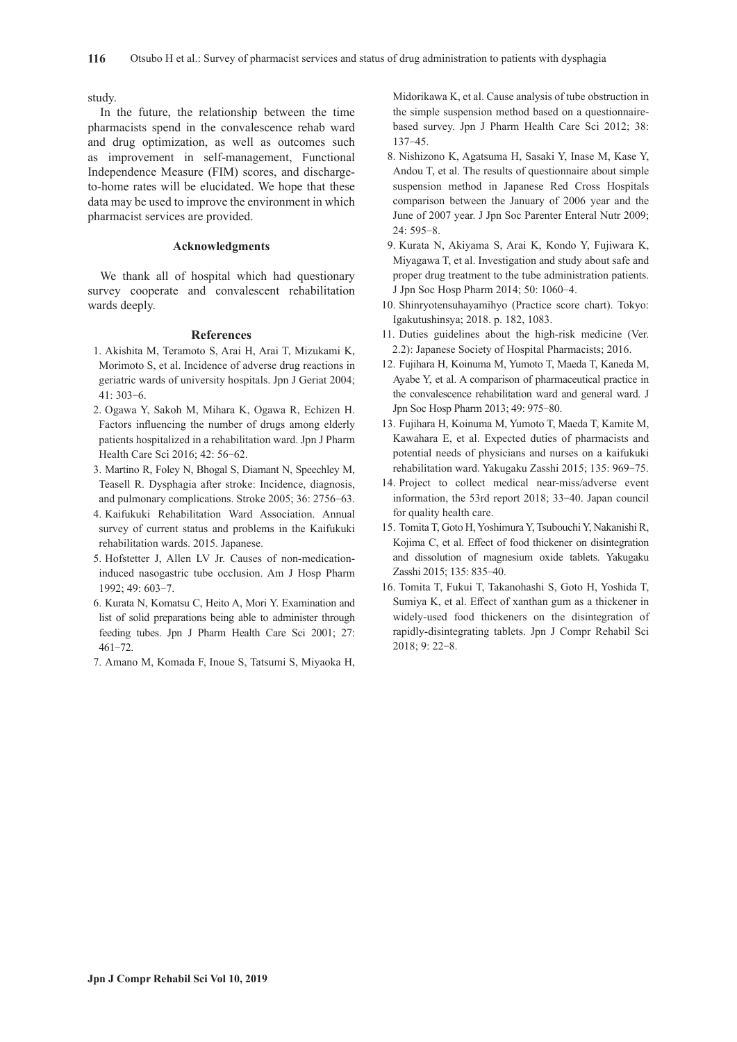study.

In the future, the relationship between the time pharmacists spend in the convalescence rehab ward and drug optimization, as well as outcomes such as improvement in self-management, Functional Independence Measure (FIM) scores, and discharge-to-home rates will be elucidated. We hope that these data may be used to improve the environment in which pharmacist services are provided.

## Acknowledgments

We thank all of hospital which had questionary survey cooperate and convalescent rehabilitation wards deeply.

## References

1. Akishita M, Teramoto S, Arai H, Arai T, Mizukami K, Morimoto S, et al. Incidence of adverse drug reactions in geriatric wards of university hospitals. Jpn J Geriat 2004; 41: 303−6.
2. Ogawa Y, Sakoh M, Mihara K, Ogawa R, Echizen H. Factors influencing the number of drugs among elderly patients hospitalized in a rehabilitation ward. Jpn J Pharm Health Care Sci 2016; 42: 56−62.
3. Martino R, Foley N, Bhogal S, Diamant N, Speechley M, Teasell R. Dysphagia after stroke: Incidence, diagnosis, and pulmonary complications. Stroke 2005; 36: 2756−63.
4. Kaifukuki Rehabilitation Ward Association. Annual survey of current status and problems in the Kaifukuki rehabilitation wards. 2015. Japanese.
5. Hofstetter J, Allen LV Jr. Causes of non-medication-induced nasogastric tube occlusion. Am J Hosp Pharm 1992; 49: 603−7.
6. Kurata N, Komatsu C, Heito A, Mori Y. Examination and list of solid preparations being able to administer through feeding tubes. Jpn J Pharm Health Care Sci 2001; 27: 461−72.
7. Amano M, Komada F, Inoue S, Tatsumi S, Miyaoka H, Midorikawa K, et al. Cause analysis of tube obstruction in the simple suspension method based on a questionnaire-based survey. Jpn J Pharm Health Care Sci 2012; 38: 137−45.
8. Nishizono K, Agatsuma H, Sasaki Y, Inase M, Kase Y, Andou T, et al. The results of questionnaire about simple suspension method in Japanese Red Cross Hospitals comparison between the January of 2006 year and the June of 2007 year. J Jpn Soc Parenter Enteral Nutr 2009; 24: 595−8.
9. Kurata N, Akiyama S, Arai K, Kondo Y, Fujiwara K, Miyagawa T, et al. Investigation and study about safe and proper drug treatment to the tube administration patients. J Jpn Soc Hosp Pharm 2014; 50: 1060−4.
10. Shinryotensuhayamihyo (Practice score chart). Tokyo: Igakutushinsya; 2018. p. 182, 1083.
11. Duties guidelines about the high-risk medicine (Ver. 2.2): Japanese Society of Hospital Pharmacists; 2016.
12. Fujihara H, Koinuma M, Yumoto T, Maeda T, Kaneda M, Ayabe Y, et al. A comparison of pharmaceutical practice in the convalescence rehabilitation ward and general ward. J Jpn Soc Hosp Pharm 2013; 49: 975−80.
13. Fujihara H, Koinuma M, Yumoto T, Maeda T, Kamite M, Kawahara E, et al. Expected duties of pharmacists and potential needs of physicians and nurses on a kaifukuki rehabilitation ward. Yakugaku Zasshi 2015; 135: 969−75.
14. Project to collect medical near-miss/adverse event information, the 53rd report 2018; 33−40. Japan council for quality health care.
15. Tomita T, Goto H, Yoshimura Y, Tsubouchi Y, Nakanishi R, Kojima C, et al. Effect of food thickener on disintegration and dissolution of magnesium oxide tablets. Yakugaku Zasshi 2015; 135: 835−40.
16. Tomita T, Fukui T, Takanohashi S, Goto H, Yoshida T, Sumiya K, et al. Effect of xanthan gum as a thickener in widely-used food thickeners on the disintegration of rapidly-disintegrating tablets. Jpn J Compr Rehabil Sci 2018; 9: 22−8.